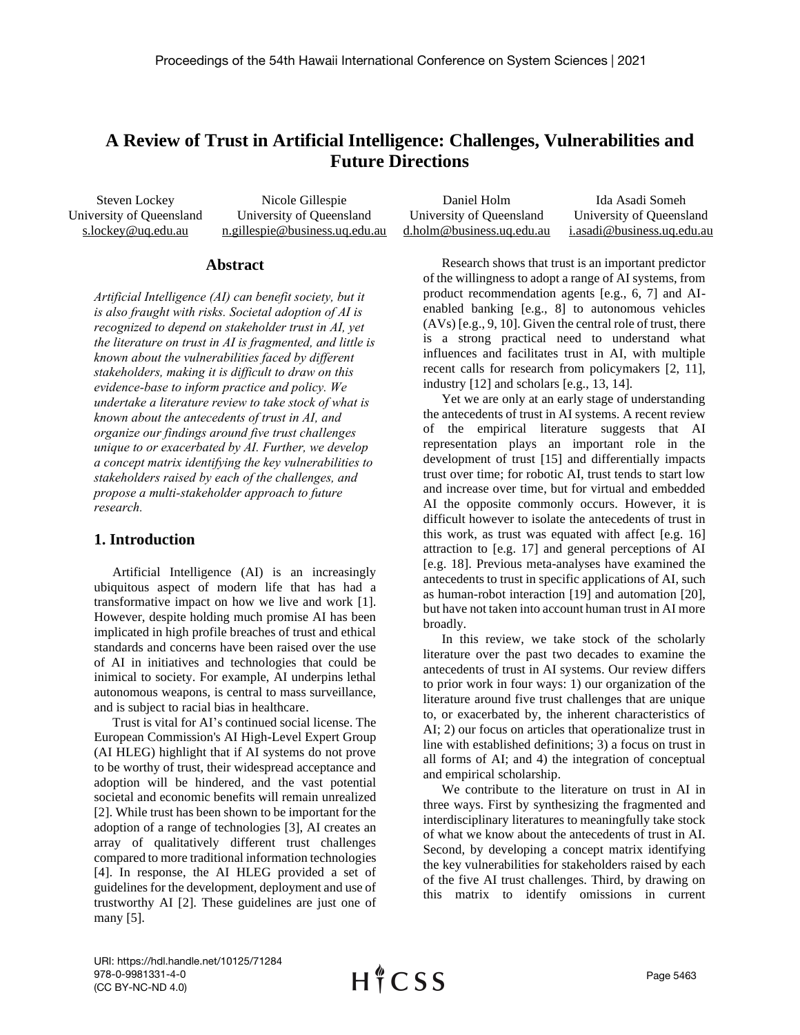# A Review of Trust in Artificial Intelligence: Challenges, Vulnerabilities and Future Directions

Steven Lockey
University of Queensland
s.lockey@uq.edu.au

Nicole Gillespie
University of Queensland
n.gillespie@business.uq.edu.au

Daniel Holm
University of Queensland
d.holm@business.uq.edu.au

Ida Asadi Someh
University of Queensland
i.asadi@business.uq.edu.au

## Abstract

*Artificial Intelligence (AI) can benefit society, but it is also fraught with risks. Societal adoption of AI is recognized to depend on stakeholder trust in AI, yet the literature on trust in AI is fragmented, and little is known about the vulnerabilities faced by different stakeholders, making it is difficult to draw on this evidence-base to inform practice and policy. We undertake a literature review to take stock of what is known about the antecedents of trust in AI, and organize our findings around five trust challenges unique to or exacerbated by AI. Further, we develop a concept matrix identifying the key vulnerabilities to stakeholders raised by each of the challenges, and propose a multi-stakeholder approach to future research.*

## 1. Introduction

Artificial Intelligence (AI) is an increasingly ubiquitous aspect of modern life that has had a transformative impact on how we live and work [1]. However, despite holding much promise AI has been implicated in high profile breaches of trust and ethical standards and concerns have been raised over the use of AI in initiatives and technologies that could be inimical to society. For example, AI underpins lethal autonomous weapons, is central to mass surveillance, and is subject to racial bias in healthcare.

Trust is vital for AI's continued social license. The European Commission's AI High-Level Expert Group (AI HLEG) highlight that if AI systems do not prove to be worthy of trust, their widespread acceptance and adoption will be hindered, and the vast potential societal and economic benefits will remain unrealized [2]. While trust has been shown to be important for the adoption of a range of technologies [3], AI creates an array of qualitatively different trust challenges compared to more traditional information technologies [4]. In response, the AI HLEG provided a set of guidelines for the development, deployment and use of trustworthy AI [2]. These guidelines are just one of many [5].

Research shows that trust is an important predictor of the willingness to adopt a range of AI systems, from product recommendation agents [e.g., 6, 7] and AI-enabled banking [e.g., 8] to autonomous vehicles (AVs) [e.g., 9, 10]. Given the central role of trust, there is a strong practical need to understand what influences and facilitates trust in AI, with multiple recent calls for research from policymakers [2, 11], industry [12] and scholars [e.g., 13, 14].

Yet we are only at an early stage of understanding the antecedents of trust in AI systems. A recent review of the empirical literature suggests that AI representation plays an important role in the development of trust [15] and differentially impacts trust over time; for robotic AI, trust tends to start low and increase over time, but for virtual and embedded AI the opposite commonly occurs. However, it is difficult however to isolate the antecedents of trust in this work, as trust was equated with affect [e.g. 16] attraction to [e.g. 17] and general perceptions of AI [e.g. 18]. Previous meta-analyses have examined the antecedents to trust in specific applications of AI, such as human-robot interaction [19] and automation [20], but have not taken into account human trust in AI more broadly.

In this review, we take stock of the scholarly literature over the past two decades to examine the antecedents of trust in AI systems. Our review differs to prior work in four ways: 1) our organization of the literature around five trust challenges that are unique to, or exacerbated by, the inherent characteristics of AI; 2) our focus on articles that operationalize trust in line with established definitions; 3) a focus on trust in all forms of AI; and 4) the integration of conceptual and empirical scholarship.

We contribute to the literature on trust in AI in three ways. First by synthesizing the fragmented and interdisciplinary literatures to meaningfully take stock of what we know about the antecedents of trust in AI. Second, by developing a concept matrix identifying the key vulnerabilities for stakeholders raised by each of the five AI trust challenges. Third, by drawing on this matrix to identify omissions in current

URI: https://hdl.handle.net/10125/71284
978-0-9981331-4-0
(CC BY-NC-ND 4.0)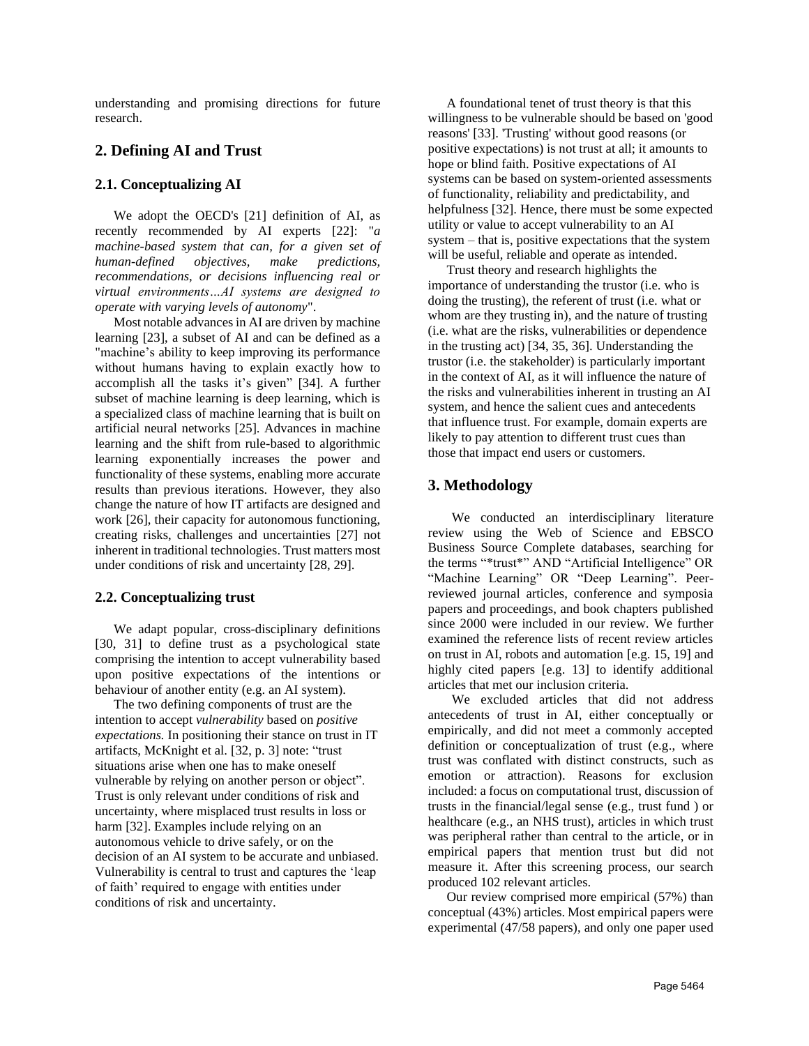understanding and promising directions for future research.

## 2. Defining AI and Trust

### 2.1. Conceptualizing AI

We adopt the OECD's [21] definition of AI, as recently recommended by AI experts [22]: "*a machine-based system that can, for a given set of human-defined objectives, make predictions, recommendations, or decisions influencing real or virtual environments…AI systems are designed to operate with varying levels of autonomy*".

Most notable advances in AI are driven by machine learning [23], a subset of AI and can be defined as a "machine's ability to keep improving its performance without humans having to explain exactly how to accomplish all the tasks it's given" [34]. A further subset of machine learning is deep learning, which is a specialized class of machine learning that is built on artificial neural networks [25]. Advances in machine learning and the shift from rule-based to algorithmic learning exponentially increases the power and functionality of these systems, enabling more accurate results than previous iterations. However, they also change the nature of how IT artifacts are designed and work [26], their capacity for autonomous functioning, creating risks, challenges and uncertainties [27] not inherent in traditional technologies. Trust matters most under conditions of risk and uncertainty [28, 29].

### 2.2. Conceptualizing trust

We adapt popular, cross-disciplinary definitions [30, 31] to define trust as a psychological state comprising the intention to accept vulnerability based upon positive expectations of the intentions or behaviour of another entity (e.g. an AI system).

The two defining components of trust are the intention to accept *vulnerability* based on *positive expectations.* In positioning their stance on trust in IT artifacts, McKnight et al. [32, p. 3] note: "trust situations arise when one has to make oneself vulnerable by relying on another person or object". Trust is only relevant under conditions of risk and uncertainty, where misplaced trust results in loss or harm [32]. Examples include relying on an autonomous vehicle to drive safely, or on the decision of an AI system to be accurate and unbiased. Vulnerability is central to trust and captures the 'leap of faith' required to engage with entities under conditions of risk and uncertainty.

A foundational tenet of trust theory is that this willingness to be vulnerable should be based on 'good reasons' [33]. 'Trusting' without good reasons (or positive expectations) is not trust at all; it amounts to hope or blind faith. Positive expectations of AI systems can be based on system-oriented assessments of functionality, reliability and predictability, and helpfulness [32]. Hence, there must be some expected utility or value to accept vulnerability to an AI system – that is, positive expectations that the system will be useful, reliable and operate as intended.

Trust theory and research highlights the importance of understanding the trustor (i.e. who is doing the trusting), the referent of trust (i.e. what or whom are they trusting in), and the nature of trusting (i.e. what are the risks, vulnerabilities or dependence in the trusting act) [34, 35, 36]. Understanding the trustor (i.e. the stakeholder) is particularly important in the context of AI, as it will influence the nature of the risks and vulnerabilities inherent in trusting an AI system, and hence the salient cues and antecedents that influence trust. For example, domain experts are likely to pay attention to different trust cues than those that impact end users or customers.

## 3. Methodology

We conducted an interdisciplinary literature review using the Web of Science and EBSCO Business Source Complete databases, searching for the terms "*trust*" AND "Artificial Intelligence" OR "Machine Learning" OR "Deep Learning". Peer-reviewed journal articles, conference and symposia papers and proceedings, and book chapters published since 2000 were included in our review. We further examined the reference lists of recent review articles on trust in AI, robots and automation [e.g. 15, 19] and highly cited papers [e.g. 13] to identify additional articles that met our inclusion criteria.

We excluded articles that did not address antecedents of trust in AI, either conceptually or empirically, and did not meet a commonly accepted definition or conceptualization of trust (e.g., where trust was conflated with distinct constructs, such as emotion or attraction). Reasons for exclusion included: a focus on computational trust, discussion of trusts in the financial/legal sense (e.g., trust fund ) or healthcare (e.g., an NHS trust), articles in which trust was peripheral rather than central to the article, or in empirical papers that mention trust but did not measure it. After this screening process, our search produced 102 relevant articles.

Our review comprised more empirical (57%) than conceptual (43%) articles. Most empirical papers were experimental (47/58 papers), and only one paper used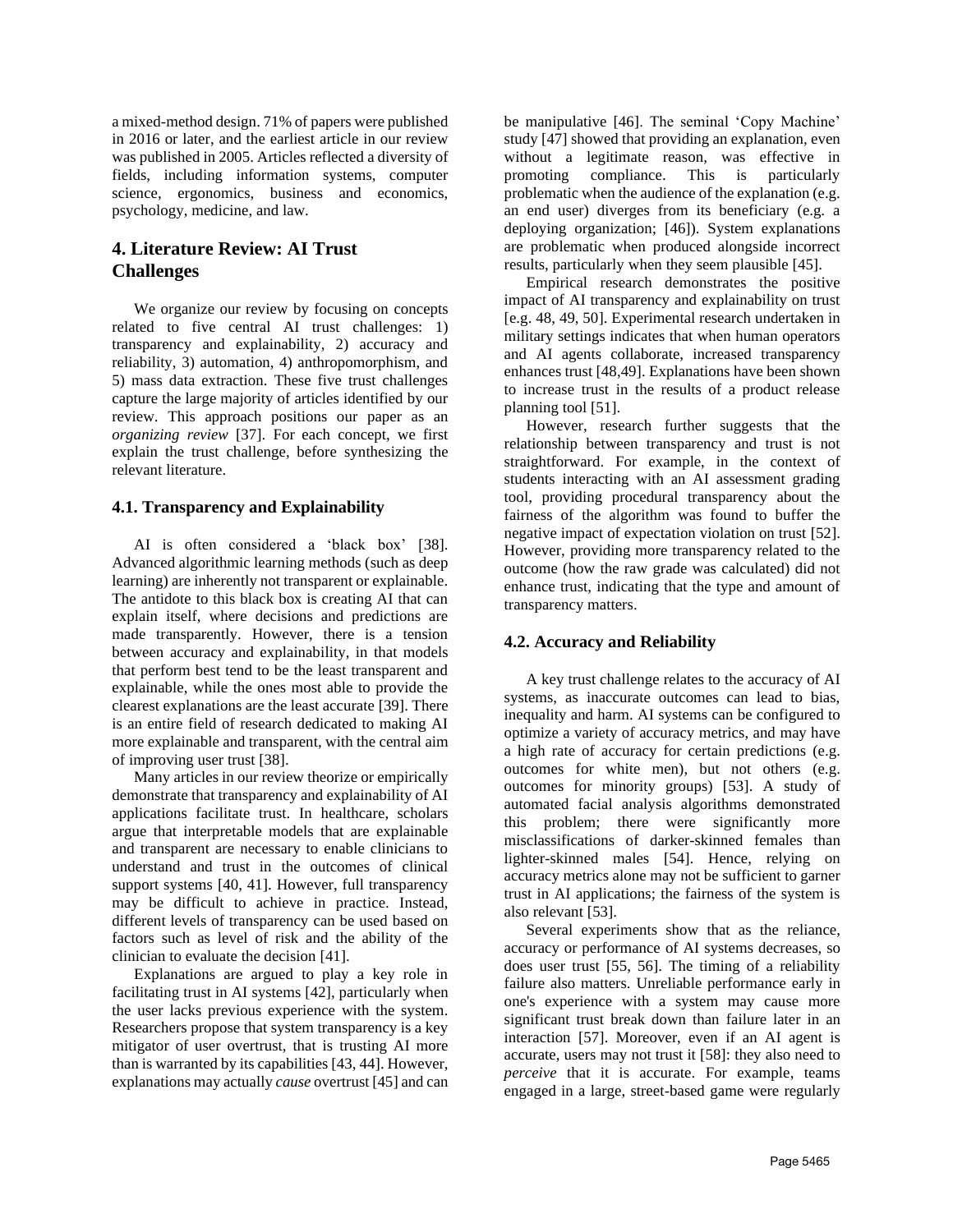a mixed-method design. 71% of papers were published in 2016 or later, and the earliest article in our review was published in 2005. Articles reflected a diversity of fields, including information systems, computer science, ergonomics, business and economics, psychology, medicine, and law.

## 4. Literature Review: AI Trust Challenges

We organize our review by focusing on concepts related to five central AI trust challenges: 1) transparency and explainability, 2) accuracy and reliability, 3) automation, 4) anthropomorphism, and 5) mass data extraction. These five trust challenges capture the large majority of articles identified by our review. This approach positions our paper as an *organizing review* [37]. For each concept, we first explain the trust challenge, before synthesizing the relevant literature.

### 4.1. Transparency and Explainability

AI is often considered a 'black box' [38]. Advanced algorithmic learning methods (such as deep learning) are inherently not transparent or explainable. The antidote to this black box is creating AI that can explain itself, where decisions and predictions are made transparently. However, there is a tension between accuracy and explainability, in that models that perform best tend to be the least transparent and explainable, while the ones most able to provide the clearest explanations are the least accurate [39]. There is an entire field of research dedicated to making AI more explainable and transparent, with the central aim of improving user trust [38].

Many articles in our review theorize or empirically demonstrate that transparency and explainability of AI applications facilitate trust. In healthcare, scholars argue that interpretable models that are explainable and transparent are necessary to enable clinicians to understand and trust in the outcomes of clinical support systems [40, 41]. However, full transparency may be difficult to achieve in practice. Instead, different levels of transparency can be used based on factors such as level of risk and the ability of the clinician to evaluate the decision [41].

Explanations are argued to play a key role in facilitating trust in AI systems [42], particularly when the user lacks previous experience with the system. Researchers propose that system transparency is a key mitigator of user overtrust, that is trusting AI more than is warranted by its capabilities [43, 44]. However, explanations may actually *cause* overtrust [45] and can be manipulative [46]. The seminal 'Copy Machine' study [47] showed that providing an explanation, even without a legitimate reason, was effective in promoting compliance. This is particularly problematic when the audience of the explanation (e.g. an end user) diverges from its beneficiary (e.g. a deploying organization; [46]). System explanations are problematic when produced alongside incorrect results, particularly when they seem plausible [45].

Empirical research demonstrates the positive impact of AI transparency and explainability on trust [e.g. 48, 49, 50]. Experimental research undertaken in military settings indicates that when human operators and AI agents collaborate, increased transparency enhances trust [48,49]. Explanations have been shown to increase trust in the results of a product release planning tool [51].

However, research further suggests that the relationship between transparency and trust is not straightforward. For example, in the context of students interacting with an AI assessment grading tool, providing procedural transparency about the fairness of the algorithm was found to buffer the negative impact of expectation violation on trust [52]. However, providing more transparency related to the outcome (how the raw grade was calculated) did not enhance trust, indicating that the type and amount of transparency matters.

### 4.2. Accuracy and Reliability

A key trust challenge relates to the accuracy of AI systems, as inaccurate outcomes can lead to bias, inequality and harm. AI systems can be configured to optimize a variety of accuracy metrics, and may have a high rate of accuracy for certain predictions (e.g. outcomes for white men), but not others (e.g. outcomes for minority groups) [53]. A study of automated facial analysis algorithms demonstrated this problem; there were significantly more misclassifications of darker-skinned females than lighter-skinned males [54]. Hence, relying on accuracy metrics alone may not be sufficient to garner trust in AI applications; the fairness of the system is also relevant [53].

Several experiments show that as the reliance, accuracy or performance of AI systems decreases, so does user trust [55, 56]. The timing of a reliability failure also matters. Unreliable performance early in one's experience with a system may cause more significant trust break down than failure later in an interaction [57]. Moreover, even if an AI agent is accurate, users may not trust it [58]: they also need to *perceive* that it is accurate. For example, teams engaged in a large, street-based game were regularly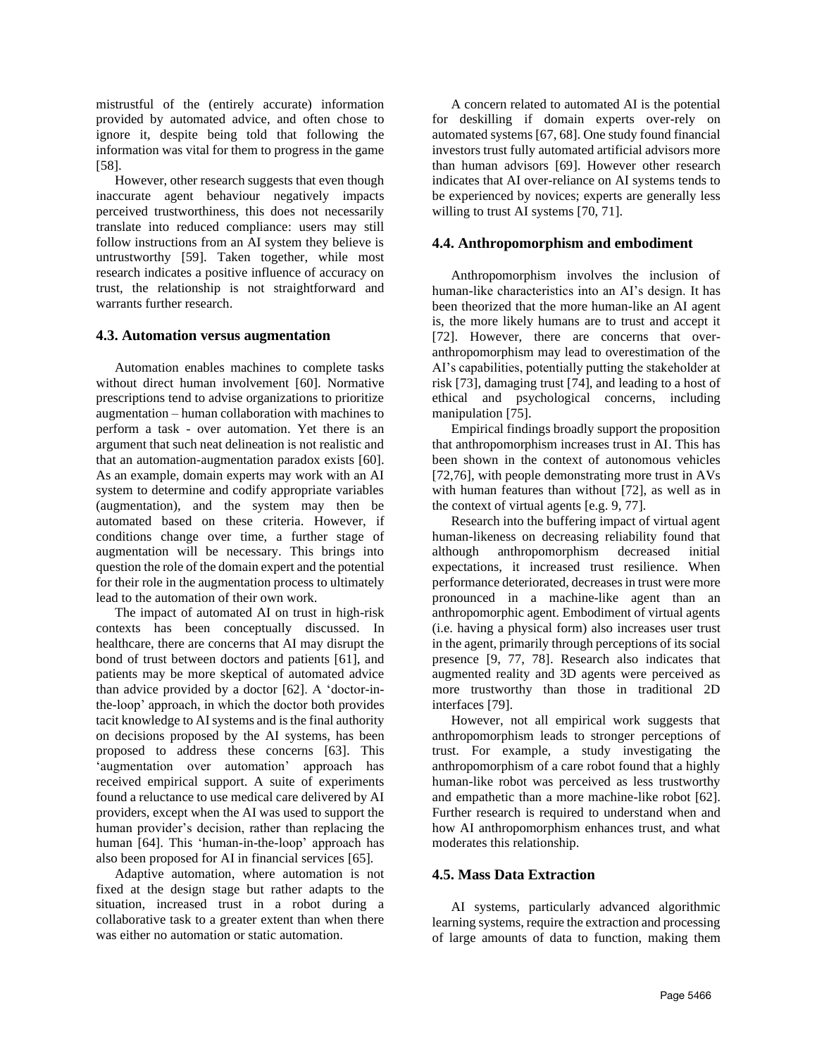mistrustful of the (entirely accurate) information provided by automated advice, and often chose to ignore it, despite being told that following the information was vital for them to progress in the game [58].

However, other research suggests that even though inaccurate agent behaviour negatively impacts perceived trustworthiness, this does not necessarily translate into reduced compliance: users may still follow instructions from an AI system they believe is untrustworthy [59]. Taken together, while most research indicates a positive influence of accuracy on trust, the relationship is not straightforward and warrants further research.

### 4.3. Automation versus augmentation

Automation enables machines to complete tasks without direct human involvement [60]. Normative prescriptions tend to advise organizations to prioritize augmentation – human collaboration with machines to perform a task - over automation. Yet there is an argument that such neat delineation is not realistic and that an automation-augmentation paradox exists [60]. As an example, domain experts may work with an AI system to determine and codify appropriate variables (augmentation), and the system may then be automated based on these criteria. However, if conditions change over time, a further stage of augmentation will be necessary. This brings into question the role of the domain expert and the potential for their role in the augmentation process to ultimately lead to the automation of their own work.

The impact of automated AI on trust in high-risk contexts has been conceptually discussed. In healthcare, there are concerns that AI may disrupt the bond of trust between doctors and patients [61], and patients may be more skeptical of automated advice than advice provided by a doctor [62]. A 'doctor-in-the-loop' approach, in which the doctor both provides tacit knowledge to AI systems and is the final authority on decisions proposed by the AI systems, has been proposed to address these concerns [63]. This 'augmentation over automation' approach has received empirical support. A suite of experiments found a reluctance to use medical care delivered by AI providers, except when the AI was used to support the human provider's decision, rather than replacing the human [64]. This 'human-in-the-loop' approach has also been proposed for AI in financial services [65].

Adaptive automation, where automation is not fixed at the design stage but rather adapts to the situation, increased trust in a robot during a collaborative task to a greater extent than when there was either no automation or static automation.

A concern related to automated AI is the potential for deskilling if domain experts over-rely on automated systems [67, 68]. One study found financial investors trust fully automated artificial advisors more than human advisors [69]. However other research indicates that AI over-reliance on AI systems tends to be experienced by novices; experts are generally less willing to trust AI systems [70, 71].

### 4.4. Anthropomorphism and embodiment

Anthropomorphism involves the inclusion of human-like characteristics into an AI's design. It has been theorized that the more human-like an AI agent is, the more likely humans are to trust and accept it [72]. However, there are concerns that over-anthropomorphism may lead to overestimation of the AI's capabilities, potentially putting the stakeholder at risk [73], damaging trust [74], and leading to a host of ethical and psychological concerns, including manipulation [75].

Empirical findings broadly support the proposition that anthropomorphism increases trust in AI. This has been shown in the context of autonomous vehicles [72,76], with people demonstrating more trust in AVs with human features than without [72], as well as in the context of virtual agents [e.g. 9, 77].

Research into the buffering impact of virtual agent human-likeness on decreasing reliability found that although anthropomorphism decreased initial expectations, it increased trust resilience. When performance deteriorated, decreases in trust were more pronounced in a machine-like agent than an anthropomorphic agent. Embodiment of virtual agents (i.e. having a physical form) also increases user trust in the agent, primarily through perceptions of its social presence [9, 77, 78]. Research also indicates that augmented reality and 3D agents were perceived as more trustworthy than those in traditional 2D interfaces [79].

However, not all empirical work suggests that anthropomorphism leads to stronger perceptions of trust. For example, a study investigating the anthropomorphism of a care robot found that a highly human-like robot was perceived as less trustworthy and empathetic than a more machine-like robot [62]. Further research is required to understand when and how AI anthropomorphism enhances trust, and what moderates this relationship.

### 4.5. Mass Data Extraction

AI systems, particularly advanced algorithmic learning systems, require the extraction and processing of large amounts of data to function, making them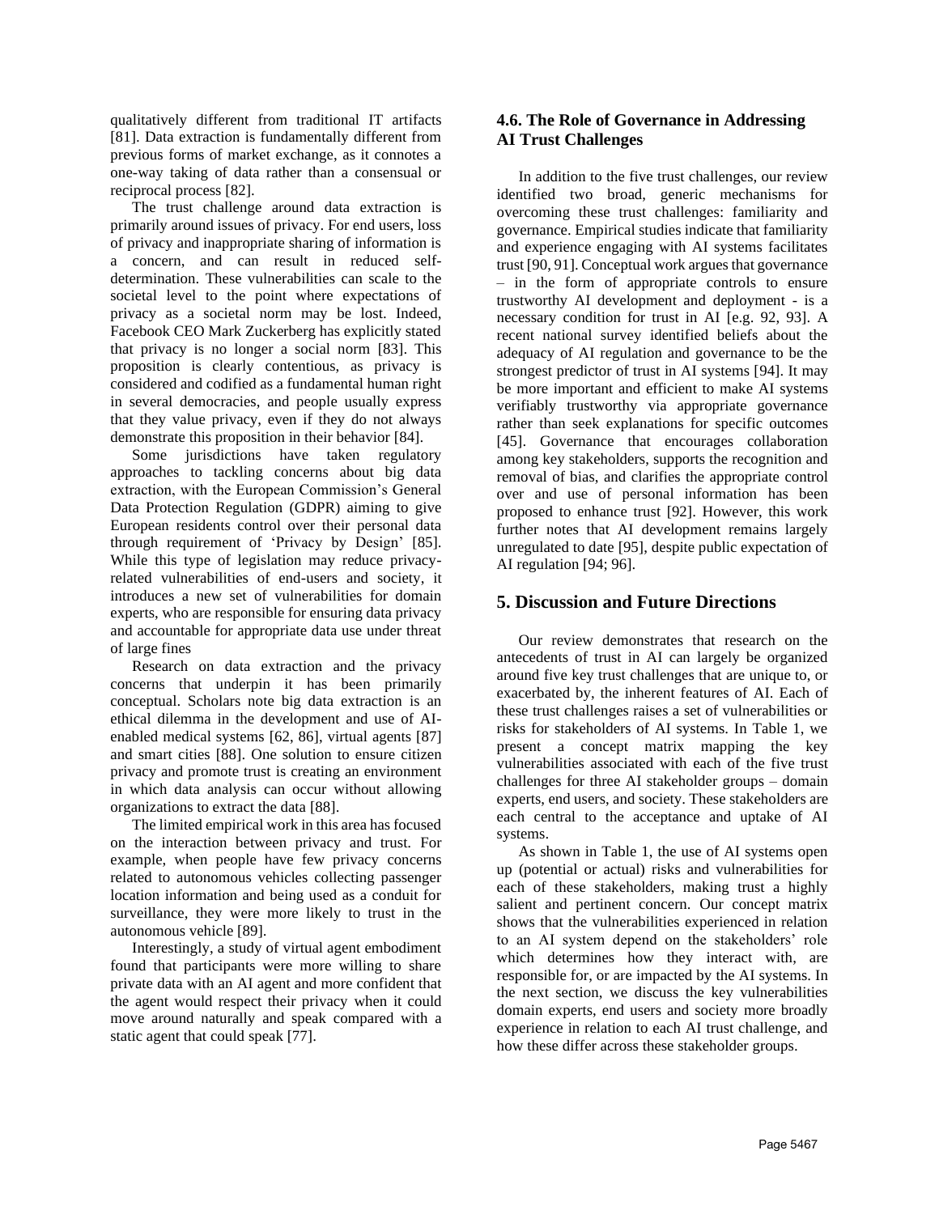qualitatively different from traditional IT artifacts [81]. Data extraction is fundamentally different from previous forms of market exchange, as it connotes a one-way taking of data rather than a consensual or reciprocal process [82].

The trust challenge around data extraction is primarily around issues of privacy. For end users, loss of privacy and inappropriate sharing of information is a concern, and can result in reduced self-determination. These vulnerabilities can scale to the societal level to the point where expectations of privacy as a societal norm may be lost. Indeed, Facebook CEO Mark Zuckerberg has explicitly stated that privacy is no longer a social norm [83]. This proposition is clearly contentious, as privacy is considered and codified as a fundamental human right in several democracies, and people usually express that they value privacy, even if they do not always demonstrate this proposition in their behavior [84].

Some jurisdictions have taken regulatory approaches to tackling concerns about big data extraction, with the European Commission's General Data Protection Regulation (GDPR) aiming to give European residents control over their personal data through requirement of 'Privacy by Design' [85]. While this type of legislation may reduce privacy-related vulnerabilities of end-users and society, it introduces a new set of vulnerabilities for domain experts, who are responsible for ensuring data privacy and accountable for appropriate data use under threat of large fines

Research on data extraction and the privacy concerns that underpin it has been primarily conceptual. Scholars note big data extraction is an ethical dilemma in the development and use of AI-enabled medical systems [62, 86], virtual agents [87] and smart cities [88]. One solution to ensure citizen privacy and promote trust is creating an environment in which data analysis can occur without allowing organizations to extract the data [88].

The limited empirical work in this area has focused on the interaction between privacy and trust. For example, when people have few privacy concerns related to autonomous vehicles collecting passenger location information and being used as a conduit for surveillance, they were more likely to trust in the autonomous vehicle [89].

Interestingly, a study of virtual agent embodiment found that participants were more willing to share private data with an AI agent and more confident that the agent would respect their privacy when it could move around naturally and speak compared with a static agent that could speak [77].

### 4.6. The Role of Governance in Addressing AI Trust Challenges

In addition to the five trust challenges, our review identified two broad, generic mechanisms for overcoming these trust challenges: familiarity and governance. Empirical studies indicate that familiarity and experience engaging with AI systems facilitates trust [90, 91]. Conceptual work argues that governance – in the form of appropriate controls to ensure trustworthy AI development and deployment - is a necessary condition for trust in AI [e.g. 92, 93]. A recent national survey identified beliefs about the adequacy of AI regulation and governance to be the strongest predictor of trust in AI systems [94]. It may be more important and efficient to make AI systems verifiably trustworthy via appropriate governance rather than seek explanations for specific outcomes [45]. Governance that encourages collaboration among key stakeholders, supports the recognition and removal of bias, and clarifies the appropriate control over and use of personal information has been proposed to enhance trust [92]. However, this work further notes that AI development remains largely unregulated to date [95], despite public expectation of AI regulation [94; 96].

## 5. Discussion and Future Directions

Our review demonstrates that research on the antecedents of trust in AI can largely be organized around five key trust challenges that are unique to, or exacerbated by, the inherent features of AI. Each of these trust challenges raises a set of vulnerabilities or risks for stakeholders of AI systems. In Table 1, we present a concept matrix mapping the key vulnerabilities associated with each of the five trust challenges for three AI stakeholder groups – domain experts, end users, and society. These stakeholders are each central to the acceptance and uptake of AI systems.

As shown in Table 1, the use of AI systems open up (potential or actual) risks and vulnerabilities for each of these stakeholders, making trust a highly salient and pertinent concern. Our concept matrix shows that the vulnerabilities experienced in relation to an AI system depend on the stakeholders' role which determines how they interact with, are responsible for, or are impacted by the AI systems. In the next section, we discuss the key vulnerabilities domain experts, end users and society more broadly experience in relation to each AI trust challenge, and how these differ across these stakeholder groups.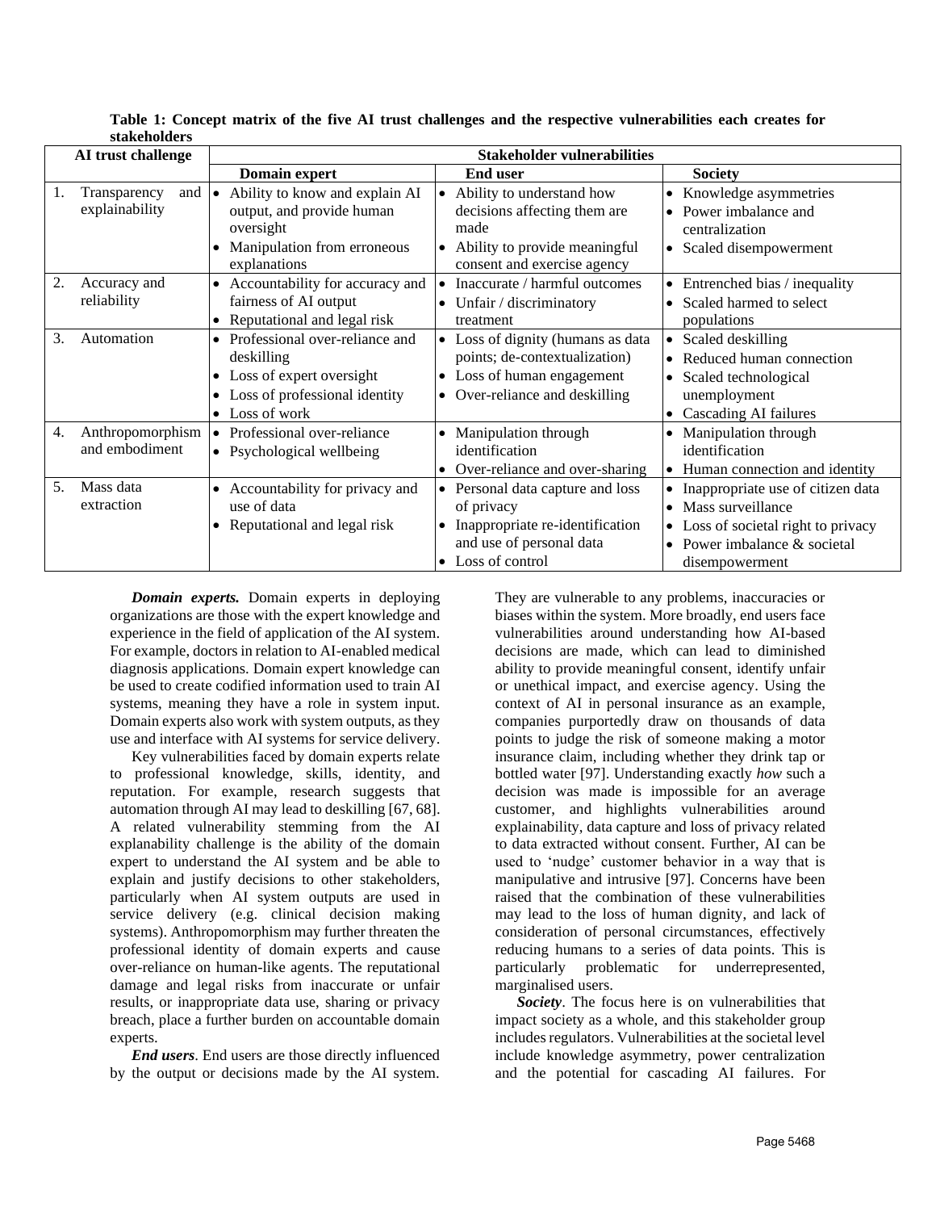**Table 1: Concept matrix of the five AI trust challenges and the respective vulnerabilities each creates for stakeholders**

| AI trust challenge | Stakeholder vulnerabilities | | |
|---|---|---|---|
| | **Domain expert** | **End user** | **Society** |
| 1. Transparency and explainability | • Ability to know and explain AI output, and provide human oversight<br>• Manipulation from erroneous explanations | • Ability to understand how decisions affecting them are made<br>• Ability to provide meaningful consent and exercise agency | • Knowledge asymmetries<br>• Power imbalance and centralization<br>• Scaled disempowerment |
| 2. Accuracy and reliability | • Accountability for accuracy and fairness of AI output<br>• Reputational and legal risk | • Inaccurate / harmful outcomes<br>• Unfair / discriminatory treatment | • Entrenched bias / inequality<br>• Scaled harmed to select populations |
| 3. Automation | • Professional over-reliance and deskilling<br>• Loss of expert oversight<br>• Loss of professional identity<br>• Loss of work | • Loss of dignity (humans as data points; de-contextualization)<br>• Loss of human engagement<br>• Over-reliance and deskilling | • Scaled deskilling<br>• Reduced human connection<br>• Scaled technological unemployment<br>• Cascading AI failures |
| 4. Anthropomorphism and embodiment | • Professional over-reliance<br>• Psychological wellbeing | • Manipulation through identification<br>• Over-reliance and over-sharing | • Manipulation through identification<br>• Human connection and identity |
| 5. Mass data extraction | • Accountability for privacy and use of data<br>• Reputational and legal risk | • Personal data capture and loss of privacy<br>• Inappropriate re-identification and use of personal data<br>• Loss of control | • Inappropriate use of citizen data<br>• Mass surveillance<br>• Loss of societal right to privacy<br>• Power imbalance & societal disempowerment |

***Domain experts.*** Domain experts in deploying organizations are those with the expert knowledge and experience in the field of application of the AI system. For example, doctors in relation to AI-enabled medical diagnosis applications. Domain expert knowledge can be used to create codified information used to train AI systems, meaning they have a role in system input. Domain experts also work with system outputs, as they use and interface with AI systems for service delivery.

Key vulnerabilities faced by domain experts relate to professional knowledge, skills, identity, and reputation. For example, research suggests that automation through AI may lead to deskilling [67, 68]. A related vulnerability stemming from the AI explanability challenge is the ability of the domain expert to understand the AI system and be able to explain and justify decisions to other stakeholders, particularly when AI system outputs are used in service delivery (e.g. clinical decision making systems). Anthropomorphism may further threaten the professional identity of domain experts and cause over-reliance on human-like agents. The reputational damage and legal risks from inaccurate or unfair results, or inappropriate data use, sharing or privacy breach, place a further burden on accountable domain experts.

***End users***. End users are those directly influenced by the output or decisions made by the AI system. They are vulnerable to any problems, inaccuracies or biases within the system. More broadly, end users face vulnerabilities around understanding how AI-based decisions are made, which can lead to diminished ability to provide meaningful consent, identify unfair or unethical impact, and exercise agency. Using the context of AI in personal insurance as an example, companies purportedly draw on thousands of data points to judge the risk of someone making a motor insurance claim, including whether they drink tap or bottled water [97]. Understanding exactly *how* such a decision was made is impossible for an average customer, and highlights vulnerabilities around explainability, data capture and loss of privacy related to data extracted without consent. Further, AI can be used to 'nudge' customer behavior in a way that is manipulative and intrusive [97]. Concerns have been raised that the combination of these vulnerabilities may lead to the loss of human dignity, and lack of consideration of personal circumstances, effectively reducing humans to a series of data points. This is particularly problematic for underrepresented, marginalised users.

***Society***. The focus here is on vulnerabilities that impact society as a whole, and this stakeholder group includes regulators. Vulnerabilities at the societal level include knowledge asymmetry, power centralization and the potential for cascading AI failures. For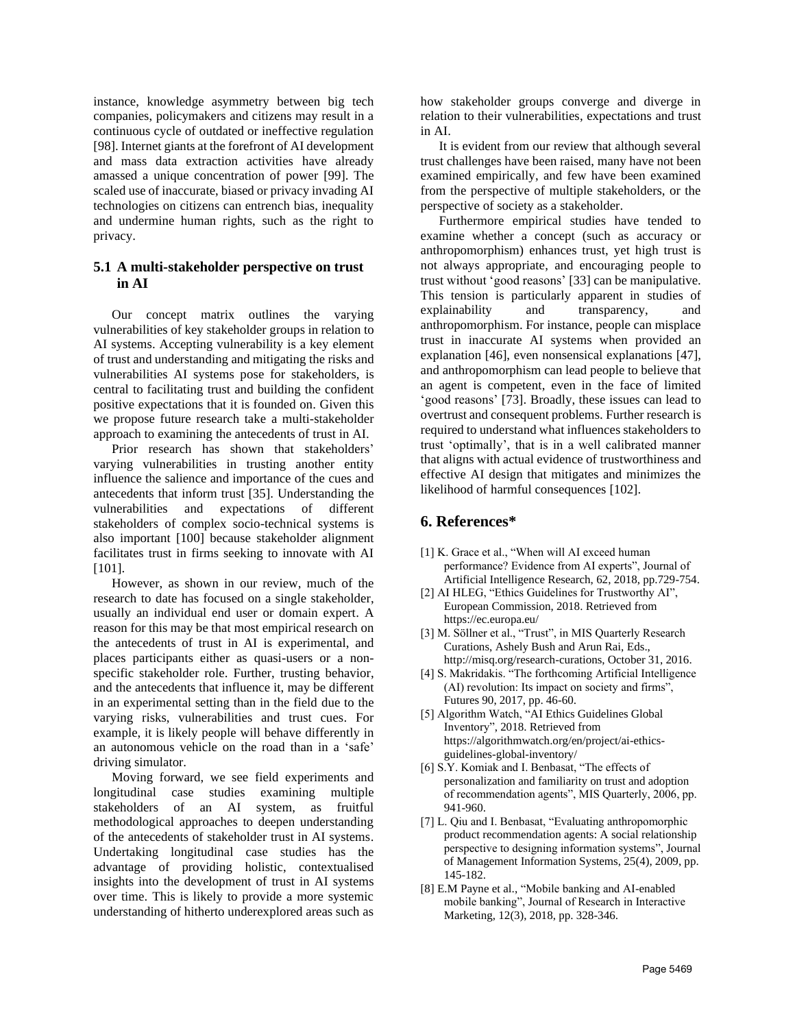instance, knowledge asymmetry between big tech companies, policymakers and citizens may result in a continuous cycle of outdated or ineffective regulation [98]. Internet giants at the forefront of AI development and mass data extraction activities have already amassed a unique concentration of power [99]. The scaled use of inaccurate, biased or privacy invading AI technologies on citizens can entrench bias, inequality and undermine human rights, such as the right to privacy.

### 5.1 A multi-stakeholder perspective on trust in AI

Our concept matrix outlines the varying vulnerabilities of key stakeholder groups in relation to AI systems. Accepting vulnerability is a key element of trust and understanding and mitigating the risks and vulnerabilities AI systems pose for stakeholders, is central to facilitating trust and building the confident positive expectations that it is founded on. Given this we propose future research take a multi-stakeholder approach to examining the antecedents of trust in AI.

Prior research has shown that stakeholders' varying vulnerabilities in trusting another entity influence the salience and importance of the cues and antecedents that inform trust [35]. Understanding the vulnerabilities and expectations of different stakeholders of complex socio-technical systems is also important [100] because stakeholder alignment facilitates trust in firms seeking to innovate with AI [101].

However, as shown in our review, much of the research to date has focused on a single stakeholder, usually an individual end user or domain expert. A reason for this may be that most empirical research on the antecedents of trust in AI is experimental, and places participants either as quasi-users or a non-specific stakeholder role. Further, trusting behavior, and the antecedents that influence it, may be different in an experimental setting than in the field due to the varying risks, vulnerabilities and trust cues. For example, it is likely people will behave differently in an autonomous vehicle on the road than in a 'safe' driving simulator.

Moving forward, we see field experiments and longitudinal case studies examining multiple stakeholders of an AI system, as fruitful methodological approaches to deepen understanding of the antecedents of stakeholder trust in AI systems. Undertaking longitudinal case studies has the advantage of providing holistic, contextualised insights into the development of trust in AI systems over time. This is likely to provide a more systemic understanding of hitherto underexplored areas such as how stakeholder groups converge and diverge in relation to their vulnerabilities, expectations and trust in AI.

It is evident from our review that although several trust challenges have been raised, many have not been examined empirically, and few have been examined from the perspective of multiple stakeholders, or the perspective of society as a stakeholder.

Furthermore empirical studies have tended to examine whether a concept (such as accuracy or anthropomorphism) enhances trust, yet high trust is not always appropriate, and encouraging people to trust without 'good reasons' [33] can be manipulative. This tension is particularly apparent in studies of explainability and transparency, and anthropomorphism. For instance, people can misplace trust in inaccurate AI systems when provided an explanation [46], even nonsensical explanations [47], and anthropomorphism can lead people to believe that an agent is competent, even in the face of limited 'good reasons' [73]. Broadly, these issues can lead to overtrust and consequent problems. Further research is required to understand what influences stakeholders to trust 'optimally', that is in a well calibrated manner that aligns with actual evidence of trustworthiness and effective AI design that mitigates and minimizes the likelihood of harmful consequences [102].

## 6. References*

[1] K. Grace et al., "When will AI exceed human performance? Evidence from AI experts", Journal of Artificial Intelligence Research, 62, 2018, pp.729-754.

[2] AI HLEG, "Ethics Guidelines for Trustworthy AI", European Commission, 2018. Retrieved from https://ec.europa.eu/

[3] M. Söllner et al., "Trust", in MIS Quarterly Research Curations, Ashely Bush and Arun Rai, Eds., http://misq.org/research-curations, October 31, 2016.

[4] S. Makridakis. "The forthcoming Artificial Intelligence (AI) revolution: Its impact on society and firms", Futures 90, 2017, pp. 46-60.

[5] Algorithm Watch, "AI Ethics Guidelines Global Inventory", 2018. Retrieved from https://algorithmwatch.org/en/project/ai-ethics-guidelines-global-inventory/

[6] S.Y. Komiak and I. Benbasat, "The effects of personalization and familiarity on trust and adoption of recommendation agents", MIS Quarterly, 2006, pp. 941-960.

[7] L. Qiu and I. Benbasat, "Evaluating anthropomorphic product recommendation agents: A social relationship perspective to designing information systems", Journal of Management Information Systems, 25(4), 2009, pp. 145-182.

[8] E.M Payne et al., "Mobile banking and AI-enabled mobile banking", Journal of Research in Interactive Marketing, 12(3), 2018, pp. 328-346.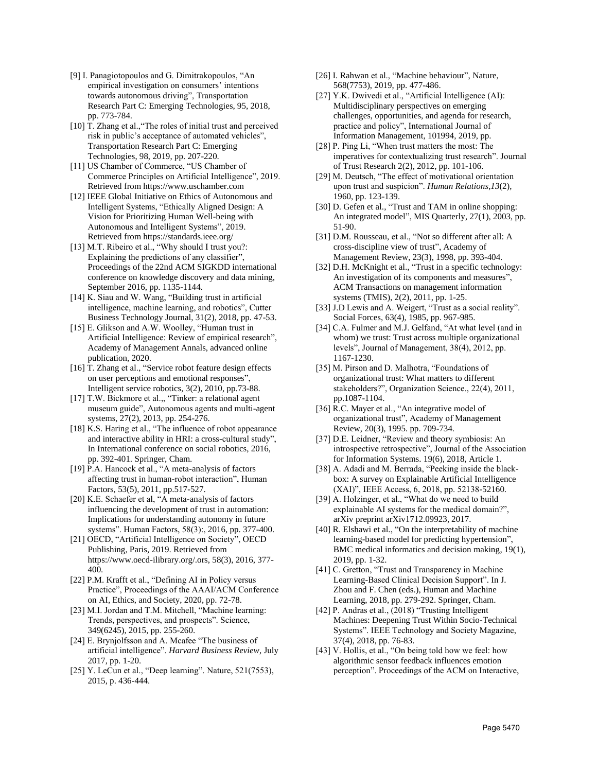[9] I. Panagiotopoulos and G. Dimitrakopoulos, "An empirical investigation on consumers' intentions towards autonomous driving", Transportation Research Part C: Emerging Technologies, 95, 2018, pp. 773-784.

[10] T. Zhang et al.,"The roles of initial trust and perceived risk in public's acceptance of automated vehicles", Transportation Research Part C: Emerging Technologies, 98, 2019, pp. 207-220.

[11] US Chamber of Commerce, "US Chamber of Commerce Principles on Artificial Intelligence", 2019. Retrieved from https://www.uschamber.com

[12] IEEE Global Initiative on Ethics of Autonomous and Intelligent Systems, "Ethically Aligned Design: A Vision for Prioritizing Human Well-being with Autonomous and Intelligent Systems", 2019. Retrieved from https://standards.ieee.org/

[13] M.T. Ribeiro et al., "Why should I trust you?: Explaining the predictions of any classifier", Proceedings of the 22nd ACM SIGKDD international conference on knowledge discovery and data mining, September 2016, pp. 1135-1144.

[14] K. Siau and W. Wang, "Building trust in artificial intelligence, machine learning, and robotics", Cutter Business Technology Journal, 31(2), 2018, pp. 47-53.

[15] E. Glikson and A.W. Woolley, "Human trust in Artificial Intelligence: Review of empirical research", Academy of Management Annals, advanced online publication, 2020.

[16] T. Zhang et al., "Service robot feature design effects on user perceptions and emotional responses", Intelligent service robotics, 3(2), 2010, pp.73-88.

[17] T.W. Bickmore et al.,, "Tinker: a relational agent museum guide", Autonomous agents and multi-agent systems, 27(2), 2013, pp. 254-276.

[18] K.S. Haring et al., "The influence of robot appearance and interactive ability in HRI: a cross-cultural study", In International conference on social robotics, 2016, pp. 392-401. Springer, Cham.

[19] P.A. Hancock et al., "A meta-analysis of factors affecting trust in human-robot interaction", Human Factors, 53(5), 2011, pp.517-527.

[20] K.E. Schaefer et al, "A meta-analysis of factors influencing the development of trust in automation: Implications for understanding autonomy in future systems". Human Factors, 58(3):, 2016, pp. 377-400.

[21] OECD, "Artificial Intelligence on Society", OECD Publishing, Paris, 2019. Retrieved from https://www.oecd-ilibrary.org/.ors, 58(3), 2016, 377-400.

[22] P.M. Krafft et al., "Defining AI in Policy versus Practice", Proceedings of the AAAI/ACM Conference on AI, Ethics, and Society, 2020, pp. 72-78.

[23] M.I. Jordan and T.M. Mitchell, "Machine learning: Trends, perspectives, and prospects". Science, 349(6245), 2015, pp. 255-260.

[24] E. Brynjolfsson and A. Mcafee "The business of artificial intelligence". *Harvard Business Review*, July 2017, pp. 1-20.

[25] Y. LeCun et al., "Deep learning". Nature, 521(7553), 2015, p. 436-444.

[26] I. Rahwan et al., "Machine behaviour", Nature, 568(7753), 2019, pp. 477-486.

[27] Y.K. Dwivedi et al., "Artificial Intelligence (AI): Multidisciplinary perspectives on emerging challenges, opportunities, and agenda for research, practice and policy", International Journal of Information Management, 101994, 2019, pp.

[28] P. Ping Li, "When trust matters the most: The imperatives for contextualizing trust research". Journal of Trust Research 2(2), 2012, pp. 101-106.

[29] M. Deutsch, "The effect of motivational orientation upon trust and suspicion". *Human Relations*,*13*(2), 1960, pp. 123-139.

[30] D. Gefen et al., "Trust and TAM in online shopping: An integrated model", MIS Quarterly, 27(1), 2003, pp. 51-90.

[31] D.M. Rousseau, et al., "Not so different after all: A cross-discipline view of trust", Academy of Management Review, 23(3), 1998, pp. 393-404.

[32] D.H. McKnight et al., "Trust in a specific technology: An investigation of its components and measures", ACM Transactions on management information systems (TMIS), 2(2), 2011, pp. 1-25.

[33] J.D Lewis and A. Weigert, "Trust as a social reality". Social Forces, 63(4), 1985, pp. 967-985.

[34] C.A. Fulmer and M.J. Gelfand, "At what level (and in whom) we trust: Trust across multiple organizational levels", Journal of Management, 38(4), 2012, pp. 1167-1230.

[35] M. Pirson and D. Malhotra, "Foundations of organizational trust: What matters to different stakeholders?", Organization Science., 22(4), 2011, pp.1087-1104.

[36] R.C. Mayer et al., "An integrative model of organizational trust", Academy of Management Review, 20(3), 1995. pp. 709-734.

[37] D.E. Leidner, "Review and theory symbiosis: An introspective retrospective", Journal of the Association for Information Systems. 19(6), 2018, Article 1.

[38] A. Adadi and M. Berrada, "Peeking inside the black-box: A survey on Explainable Artificial Intelligence (XAI)", IEEE Access, 6, 2018, pp. 52138-52160.

[39] A. Holzinger, et al., "What do we need to build explainable AI systems for the medical domain?", arXiv preprint arXiv1712.09923, 2017.

[40] R. Elshawi et al., "On the interpretability of machine learning-based model for predicting hypertension", BMC medical informatics and decision making, 19(1), 2019, pp. 1-32.

[41] C. Gretton, "Trust and Transparency in Machine Learning-Based Clinical Decision Support". In J. Zhou and F. Chen (eds.), Human and Machine Learning, 2018, pp. 279-292. Springer, Cham.

[42] P. Andras et al., (2018) "Trusting Intelligent Machines: Deepening Trust Within Socio-Technical Systems". IEEE Technology and Society Magazine, 37(4), 2018, pp. 76-83.

[43] V. Hollis, et al., "On being told how we feel: how algorithmic sensor feedback influences emotion perception". Proceedings of the ACM on Interactive,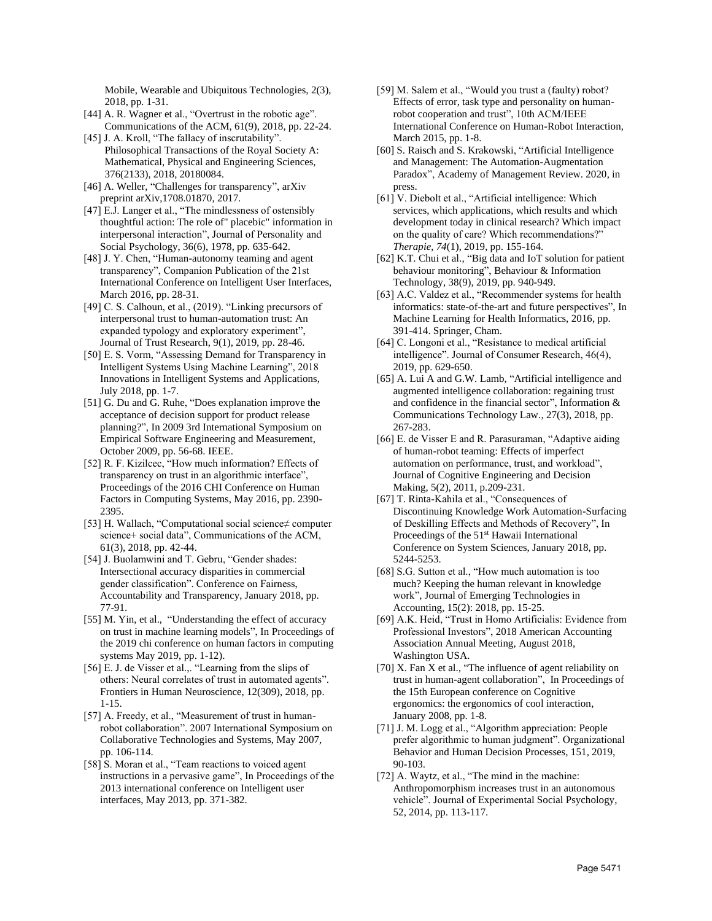Mobile, Wearable and Ubiquitous Technologies, 2(3), 2018, pp. 1-31.

[44] A. R. Wagner et al., "Overtrust in the robotic age". Communications of the ACM, 61(9), 2018, pp. 22-24.

[45] J. A. Kroll, "The fallacy of inscrutability". Philosophical Transactions of the Royal Society A: Mathematical, Physical and Engineering Sciences, 376(2133), 2018, 20180084.

[46] A. Weller, "Challenges for transparency", arXiv preprint arXiv,1708.01870, 2017.

[47] E.J. Langer et al., "The mindlessness of ostensibly thoughtful action: The role of" placebic" information in interpersonal interaction", Journal of Personality and Social Psychology, 36(6), 1978, pp. 635-642.

[48] J. Y. Chen, "Human-autonomy teaming and agent transparency", Companion Publication of the 21st International Conference on Intelligent User Interfaces, March 2016, pp. 28-31.

[49] C. S. Calhoun, et al., (2019). "Linking precursors of interpersonal trust to human-automation trust: An expanded typology and exploratory experiment", Journal of Trust Research, 9(1), 2019, pp. 28-46.

[50] E. S. Vorm, "Assessing Demand for Transparency in Intelligent Systems Using Machine Learning", 2018 Innovations in Intelligent Systems and Applications, July 2018, pp. 1-7.

[51] G. Du and G. Ruhe, "Does explanation improve the acceptance of decision support for product release planning?", In 2009 3rd International Symposium on Empirical Software Engineering and Measurement, October 2009, pp. 56-68. IEEE.

[52] R. F. Kizilcec, "How much information? Effects of transparency on trust in an algorithmic interface", Proceedings of the 2016 CHI Conference on Human Factors in Computing Systems, May 2016, pp. 2390-2395.

[53] H. Wallach, "Computational social science≠ computer science+ social data", Communications of the ACM, 61(3), 2018, pp. 42-44.

[54] J. Buolamwini and T. Gebru, "Gender shades: Intersectional accuracy disparities in commercial gender classification". Conference on Fairness, Accountability and Transparency, January 2018, pp. 77-91.

[55] M. Yin, et al., "Understanding the effect of accuracy on trust in machine learning models", In Proceedings of the 2019 chi conference on human factors in computing systems May 2019, pp. 1-12).

[56] E. J. de Visser et al.,. "Learning from the slips of others: Neural correlates of trust in automated agents". Frontiers in Human Neuroscience, 12(309), 2018, pp. 1-15.

[57] A. Freedy, et al., "Measurement of trust in human-robot collaboration". 2007 International Symposium on Collaborative Technologies and Systems, May 2007, pp. 106-114.

[58] S. Moran et al., "Team reactions to voiced agent instructions in a pervasive game", In Proceedings of the 2013 international conference on Intelligent user interfaces, May 2013, pp. 371-382.

[59] M. Salem et al., "Would you trust a (faulty) robot? Effects of error, task type and personality on human-robot cooperation and trust", 10th ACM/IEEE International Conference on Human-Robot Interaction, March 2015, pp. 1-8.

[60] S. Raisch and S. Krakowski, "Artificial Intelligence and Management: The Automation-Augmentation Paradox", Academy of Management Review. 2020, in press.

[61] V. Diebolt et al., "Artificial intelligence: Which services, which applications, which results and which development today in clinical research? Which impact on the quality of care? Which recommendations?" *Therapie*, *74*(1), 2019, pp. 155-164.

[62] K.T. Chui et al., "Big data and IoT solution for patient behaviour monitoring", Behaviour & Information Technology, 38(9), 2019, pp. 940-949.

[63] A.C. Valdez et al., "Recommender systems for health informatics: state-of-the-art and future perspectives", In Machine Learning for Health Informatics, 2016, pp. 391-414. Springer, Cham.

[64] C. Longoni et al., "Resistance to medical artificial intelligence". Journal of Consumer Research, 46(4), 2019, pp. 629-650.

[65] A. Lui A and G.W. Lamb, "Artificial intelligence and augmented intelligence collaboration: regaining trust and confidence in the financial sector", Information & Communications Technology Law., 27(3), 2018, pp. 267-283.

[66] E. de Visser E and R. Parasuraman, "Adaptive aiding of human-robot teaming: Effects of imperfect automation on performance, trust, and workload", Journal of Cognitive Engineering and Decision Making, 5(2), 2011, p.209-231.

[67] T. Rinta-Kahila et al., "Consequences of Discontinuing Knowledge Work Automation-Surfacing of Deskilling Effects and Methods of Recovery", In Proceedings of the 51st Hawaii International Conference on System Sciences, January 2018, pp. 5244-5253.

[68] S.G. Sutton et al., "How much automation is too much? Keeping the human relevant in knowledge work", Journal of Emerging Technologies in Accounting, 15(2): 2018, pp. 15-25.

[69] A.K. Heid, "Trust in Homo Artificialis: Evidence from Professional Investors", 2018 American Accounting Association Annual Meeting, August 2018, Washington USA.

[70] X. Fan X et al., "The influence of agent reliability on trust in human-agent collaboration", In Proceedings of the 15th European conference on Cognitive ergonomics: the ergonomics of cool interaction, January 2008, pp. 1-8.

[71] J. M. Logg et al., "Algorithm appreciation: People prefer algorithmic to human judgment". Organizational Behavior and Human Decision Processes, 151, 2019, 90-103.

[72] A. Waytz, et al., "The mind in the machine: Anthropomorphism increases trust in an autonomous vehicle". Journal of Experimental Social Psychology, 52, 2014, pp. 113-117.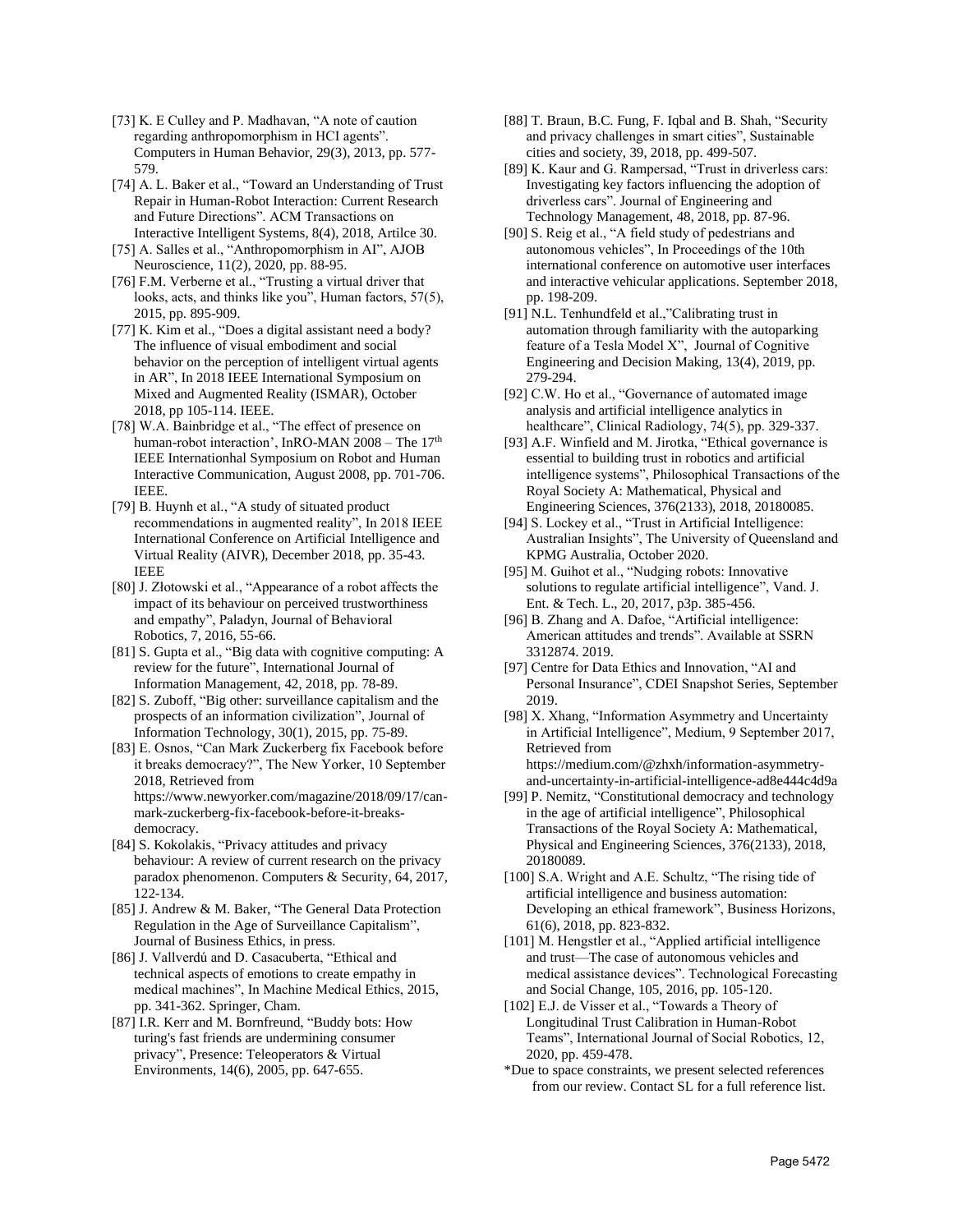[73] K. E Culley and P. Madhavan, "A note of caution regarding anthropomorphism in HCI agents". Computers in Human Behavior, 29(3), 2013, pp. 577-579.

[74] A. L. Baker et al., "Toward an Understanding of Trust Repair in Human-Robot Interaction: Current Research and Future Directions". ACM Transactions on Interactive Intelligent Systems, 8(4), 2018, Artilce 30.

[75] A. Salles et al., "Anthropomorphism in AI", AJOB Neuroscience, 11(2), 2020, pp. 88-95.

[76] F.M. Verberne et al., "Trusting a virtual driver that looks, acts, and thinks like you", Human factors, 57(5), 2015, pp. 895-909.

[77] K. Kim et al., "Does a digital assistant need a body? The influence of visual embodiment and social behavior on the perception of intelligent virtual agents in AR", In 2018 IEEE International Symposium on Mixed and Augmented Reality (ISMAR), October 2018, pp 105-114. IEEE.

[78] W.A. Bainbridge et al., "The effect of presence on human-robot interaction', InRO-MAN 2008 – The 17th IEEE Internationhal Symposium on Robot and Human Interactive Communication, August 2008, pp. 701-706. IEEE.

[79] B. Huynh et al., "A study of situated product recommendations in augmented reality", In 2018 IEEE International Conference on Artificial Intelligence and Virtual Reality (AIVR), December 2018, pp. 35-43. IEEE

[80] J. Złotowski et al., "Appearance of a robot affects the impact of its behaviour on perceived trustworthiness and empathy", Paladyn, Journal of Behavioral Robotics, 7, 2016, 55-66.

[81] S. Gupta et al., "Big data with cognitive computing: A review for the future", International Journal of Information Management, 42, 2018, pp. 78-89.

[82] S. Zuboff, "Big other: surveillance capitalism and the prospects of an information civilization", Journal of Information Technology, 30(1), 2015, pp. 75-89.

[83] E. Osnos, "Can Mark Zuckerberg fix Facebook before it breaks democracy?", The New Yorker, 10 September 2018, Retrieved from https://www.newyorker.com/magazine/2018/09/17/can-mark-zuckerberg-fix-facebook-before-it-breaks-democracy.

[84] S. Kokolakis, "Privacy attitudes and privacy behaviour: A review of current research on the privacy paradox phenomenon. Computers & Security, 64, 2017, 122-134.

[85] J. Andrew & M. Baker, "The General Data Protection Regulation in the Age of Surveillance Capitalism", Journal of Business Ethics, in press.

[86] J. Vallverdú and D. Casacuberta, "Ethical and technical aspects of emotions to create empathy in medical machines", In Machine Medical Ethics, 2015, pp. 341-362. Springer, Cham.

[87] I.R. Kerr and M. Bornfreund, "Buddy bots: How turing's fast friends are undermining consumer privacy", Presence: Teleoperators & Virtual Environments, 14(6), 2005, pp. 647-655.

[88] T. Braun, B.C. Fung, F. Iqbal and B. Shah, "Security and privacy challenges in smart cities", Sustainable cities and society, 39, 2018, pp. 499-507.

[89] K. Kaur and G. Rampersad, "Trust in driverless cars: Investigating key factors influencing the adoption of driverless cars". Journal of Engineering and Technology Management, 48, 2018, pp. 87-96.

[90] S. Reig et al., "A field study of pedestrians and autonomous vehicles", In Proceedings of the 10th international conference on automotive user interfaces and interactive vehicular applications. September 2018, pp. 198-209.

[91] N.L. Tenhundfeld et al.,"Calibrating trust in automation through familiarity with the autoparking feature of a Tesla Model X", Journal of Cognitive Engineering and Decision Making, 13(4), 2019, pp. 279-294.

[92] C.W. Ho et al., "Governance of automated image analysis and artificial intelligence analytics in healthcare", Clinical Radiology, 74(5), pp. 329-337.

[93] A.F. Winfield and M. Jirotka, "Ethical governance is essential to building trust in robotics and artificial intelligence systems", Philosophical Transactions of the Royal Society A: Mathematical, Physical and Engineering Sciences, 376(2133), 2018, 20180085.

[94] S. Lockey et al., "Trust in Artificial Intelligence: Australian Insights", The University of Queensland and KPMG Australia, October 2020.

[95] M. Guihot et al., "Nudging robots: Innovative solutions to regulate artificial intelligence", Vand. J. Ent. & Tech. L., 20, 2017, p3p. 385-456.

[96] B. Zhang and A. Dafoe, "Artificial intelligence: American attitudes and trends". Available at SSRN 3312874. 2019.

[97] Centre for Data Ethics and Innovation, "AI and Personal Insurance", CDEI Snapshot Series, September 2019.

[98] X. Xhang, "Information Asymmetry and Uncertainty in Artificial Intelligence", Medium, 9 September 2017, Retrieved from https://medium.com/@zhxh/information-asymmetry-and-uncertainty-in-artificial-intelligence-ad8e444c4d9a

[99] P. Nemitz, "Constitutional democracy and technology in the age of artificial intelligence", Philosophical Transactions of the Royal Society A: Mathematical, Physical and Engineering Sciences, 376(2133), 2018, 20180089.

[100] S.A. Wright and A.E. Schultz, "The rising tide of artificial intelligence and business automation: Developing an ethical framework", Business Horizons, 61(6), 2018, pp. 823-832.

[101] M. Hengstler et al., "Applied artificial intelligence and trust—The case of autonomous vehicles and medical assistance devices". Technological Forecasting and Social Change, 105, 2016, pp. 105-120.

[102] E.J. de Visser et al., "Towards a Theory of Longitudinal Trust Calibration in Human-Robot Teams", International Journal of Social Robotics, 12, 2020, pp. 459-478.

*Due to space constraints, we present selected references from our review. Contact SL for a full reference list.